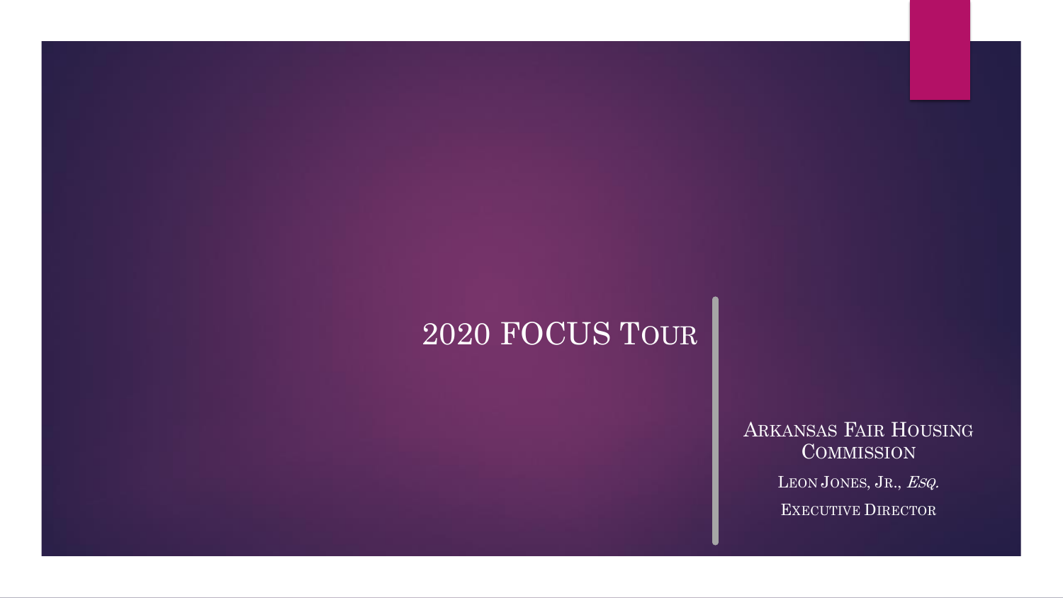# 2020 FOCUS Tour

Arkansas Fair Housing Commission

Leon Jones, Jr., *Esq.*

Executive Director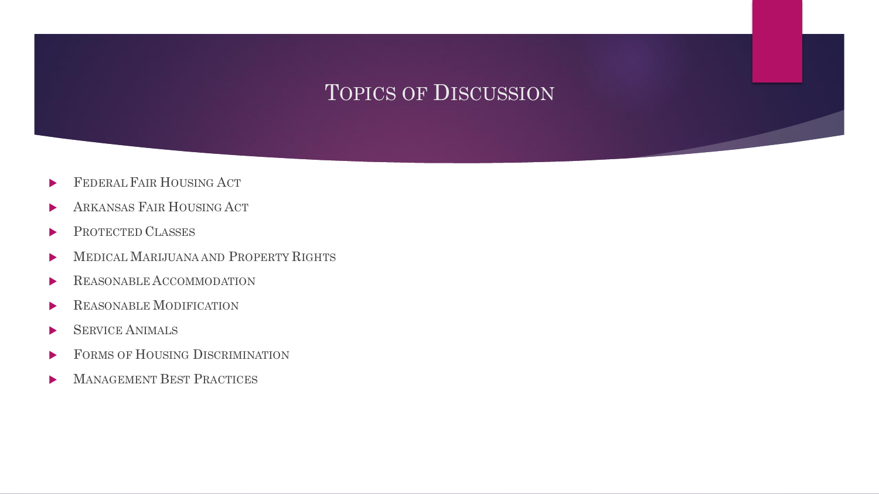# Topics of Discussion

- Federal Fair Housing Act
- Arkansas Fair Housing Act
- Protected Classes
- Medical Marijuana and Property Rights
- Reasonable Accommodation
- Reasonable Modification
- Service Animals
- Forms of Housing Discrimination
- Management Best Practices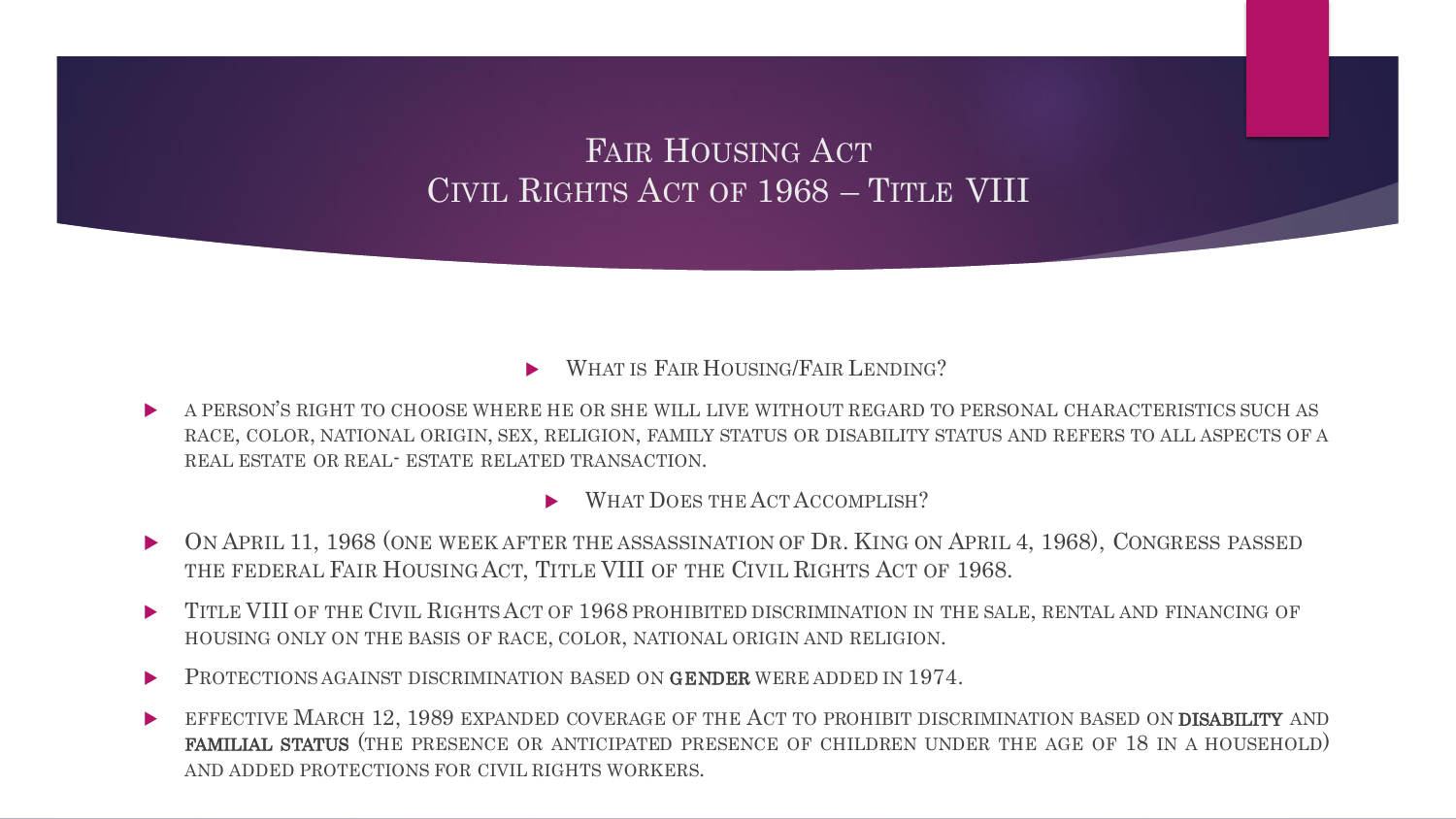# Fair Housing Act
# Civil Rights Act of 1968 – Title VIII

- What is Fair Housing/Fair Lending?

- A person's right to choose where he or she will live without regard to personal characteristics such as race, color, national origin, sex, religion, family status or disability status and refers to all aspects of a real estate or real- estate related transaction.

- What Does the Act Accomplish?

- On April 11, 1968 (one week after the assassination of Dr. King on April 4, 1968), Congress passed the federal Fair Housing Act, Title VIII of the Civil Rights Act of 1968.
- Title VIII of the Civil Rights Act of 1968 prohibited discrimination in the sale, rental and financing of housing only on the basis of race, color, national origin and religion.
- Protections against discrimination based on **gender** were added in 1974.
- effective March 12, 1989 expanded coverage of the Act to prohibit discrimination based on **disability** and **familial status** (the presence or anticipated presence of children under the age of 18 in a household) and added protections for civil rights workers.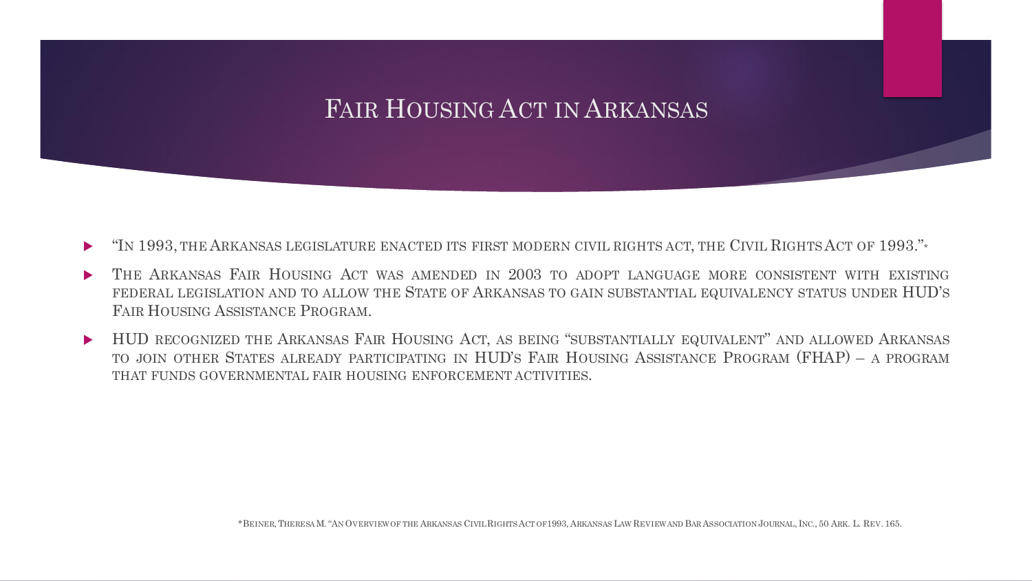# Fair Housing Act in Arkansas

- "In 1993, the Arkansas legislature enacted its first modern civil rights act, the Civil Rights Act of 1993."*
- The Arkansas Fair Housing Act was amended in 2003 to adopt language more consistent with existing federal legislation and to allow the State of Arkansas to gain substantial equivalency status under HUD's Fair Housing Assistance Program.
- HUD recognized the Arkansas Fair Housing Act, as being "substantially equivalent" and allowed Arkansas to join other States already participating in HUD's Fair Housing Assistance Program (FHAP) – a program that funds governmental fair housing enforcement activities.

*Beiner, Theresa M. "An Overview of the Arkansas Civil Rights Act of 1993, Arkansas Law Review and Bar Association Journal, Inc., 50 Ark. L. Rev. 165.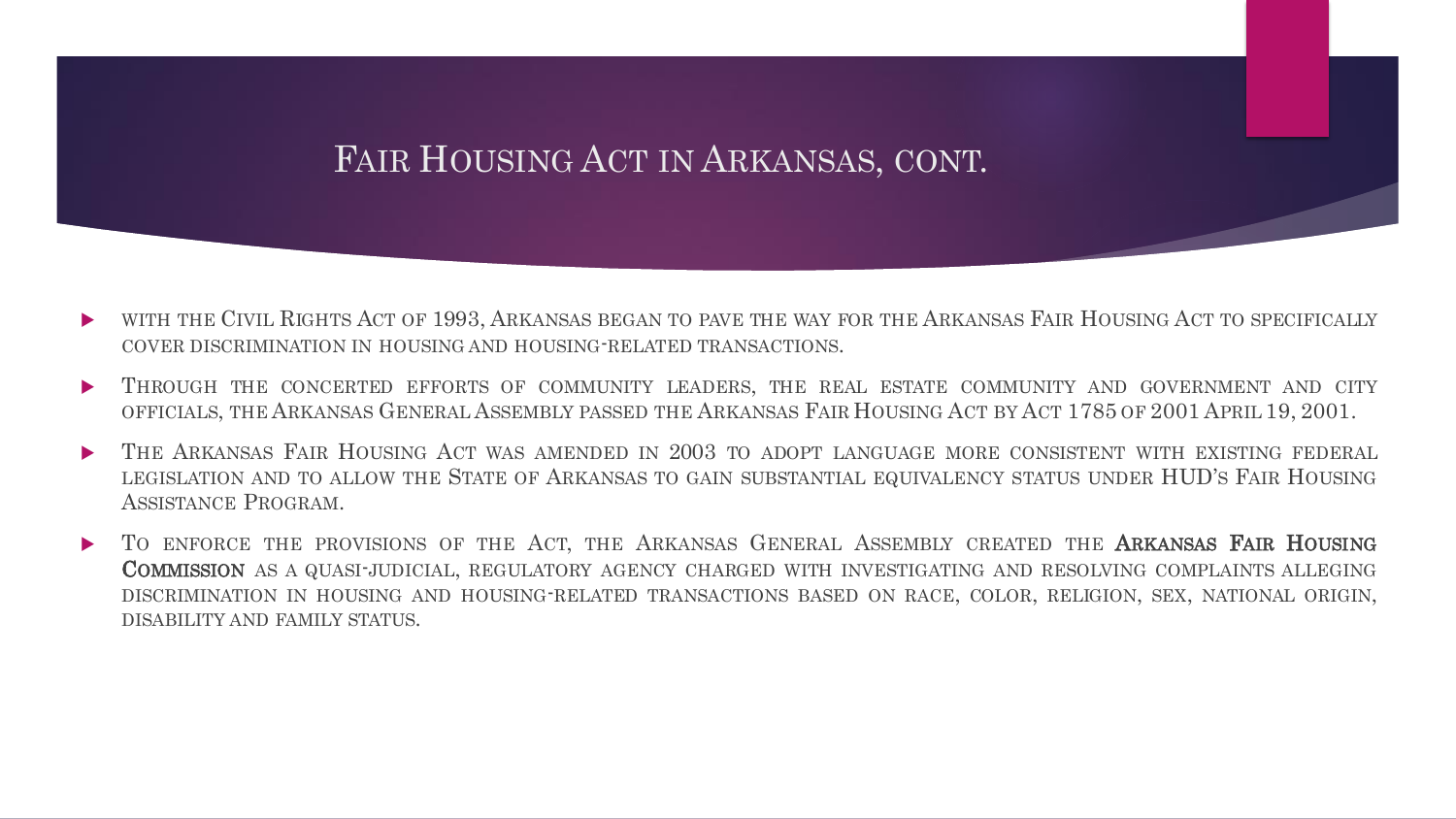# Fair Housing Act in Arkansas, cont.

- With the Civil Rights Act of 1993, Arkansas began to pave the way for the Arkansas Fair Housing Act to specifically cover discrimination in housing and housing-related transactions.
- Through the concerted efforts of community leaders, the real estate community and government and city officials, the Arkansas General Assembly passed the Arkansas Fair Housing Act by Act 1785 of 2001 April 19, 2001.
- The Arkansas Fair Housing Act was amended in 2003 to adopt language more consistent with existing federal legislation and to allow the State of Arkansas to gain substantial equivalency status under HUD's Fair Housing Assistance Program.
- To enforce the provisions of the Act, the Arkansas General Assembly created the **Arkansas Fair Housing Commission** as a quasi-judicial, regulatory agency charged with investigating and resolving complaints alleging discrimination in housing and housing-related transactions based on race, color, religion, sex, national origin, disability and family status.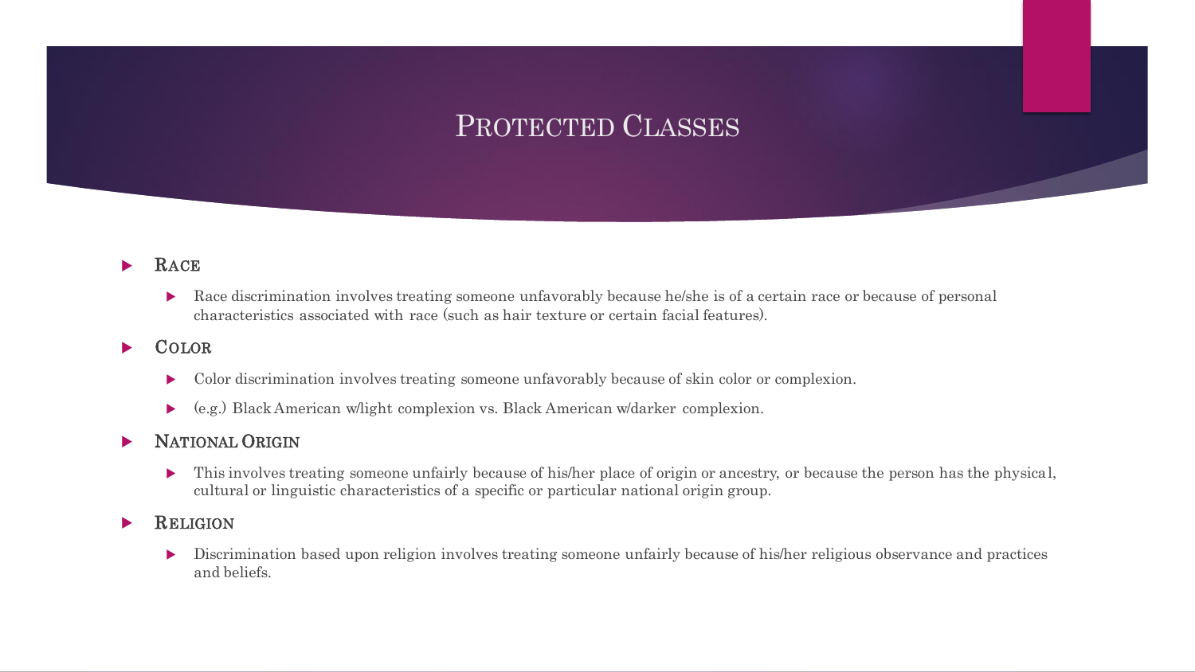# Protected Classes

- **Race**
  - Race discrimination involves treating someone unfavorably because he/she is of a certain race or because of personal characteristics associated with race (such as hair texture or certain facial features).
- **Color**
  - Color discrimination involves treating someone unfavorably because of skin color or complexion.
  - (e.g.) Black American w/light complexion vs. Black American w/darker complexion.
- **National Origin**
  - This involves treating someone unfairly because of his/her place of origin or ancestry, or because the person has the physical, cultural or linguistic characteristics of a specific or particular national origin group.
- **Religion**
  - Discrimination based upon religion involves treating someone unfairly because of his/her religious observance and practices and beliefs.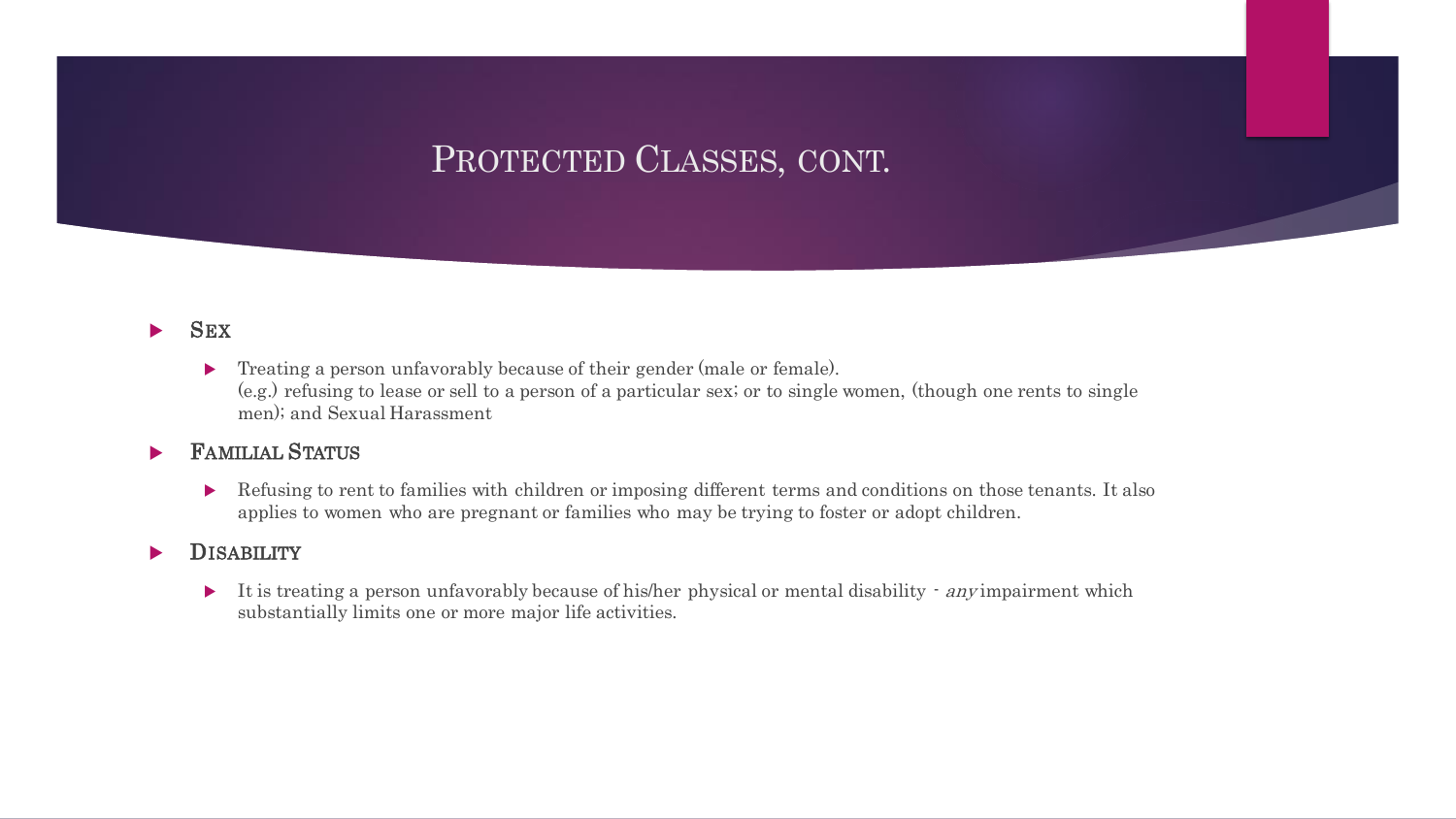# Protected Classes, cont.

- **Sex**
  - Treating a person unfavorably because of their gender (male or female).
    (e.g.) refusing to lease or sell to a person of a particular sex; or to single women, (though one rents to single men); and Sexual Harassment
- **Familial Status**
  - Refusing to rent to families with children or imposing different terms and conditions on those tenants. It also applies to women who are pregnant or families who may be trying to foster or adopt children.
- **Disability**
  - It is treating a person unfavorably because of his/her physical or mental disability - *any* impairment which substantially limits one or more major life activities.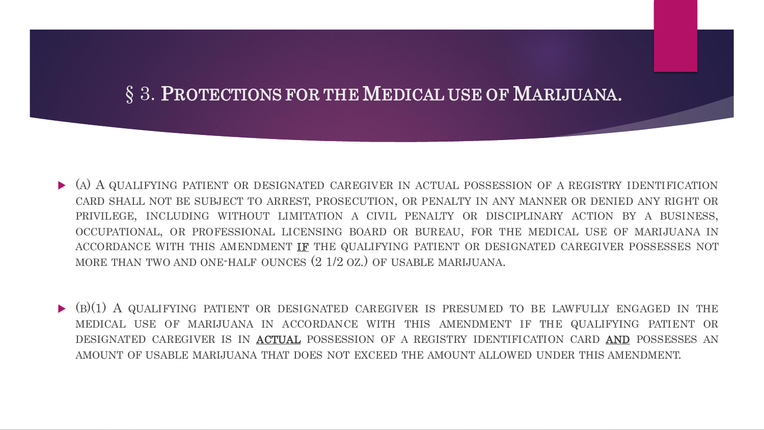# § 3. Protections for the Medical use of Marijuana.

- (a) A qualifying patient or designated caregiver in actual possession of a registry identification card shall not be subject to arrest, prosecution, or penalty in any manner or denied any right or privilege, including without limitation a civil penalty or disciplinary action by a business, occupational, or professional licensing board or bureau, for the medical use of marijuana in accordance with this amendment <u>if</u> the qualifying patient or designated caregiver possesses not more than two and one-half ounces (2 1/2 oz.) of usable marijuana.

- (b)(1) A qualifying patient or designated caregiver is presumed to be lawfully engaged in the medical use of marijuana in accordance with this amendment if the qualifying patient or designated caregiver is in <u>actual</u> possession of a registry identification card <u>and</u> possesses an amount of usable marijuana that does not exceed the amount allowed under this amendment.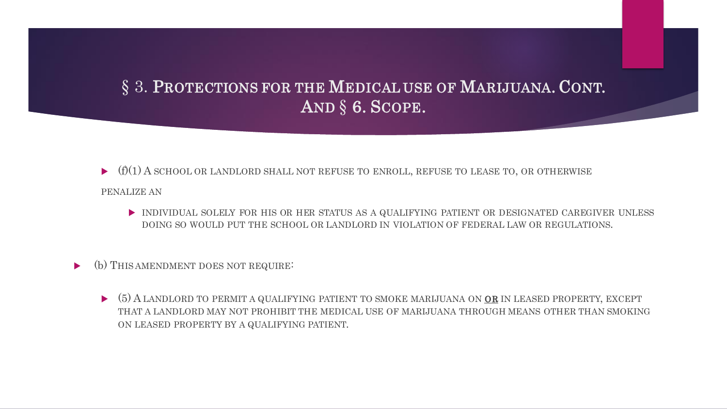# § 3. Protections for the Medical use of Marijuana. Cont. And § 6. Scope.

- (f)(1) A school or landlord shall not refuse to enroll, refuse to lease to, or otherwise penalize an
  - individual solely for his or her status as a qualifying patient or designated caregiver unless doing so would put the school or landlord in violation of federal law or regulations.

- (b) This amendment does not require:
  - (5) A landlord to permit a qualifying patient to smoke marijuana on **OR** in leased property, except that a landlord may not prohibit the medical use of marijuana through means other than smoking on leased property by a qualifying patient.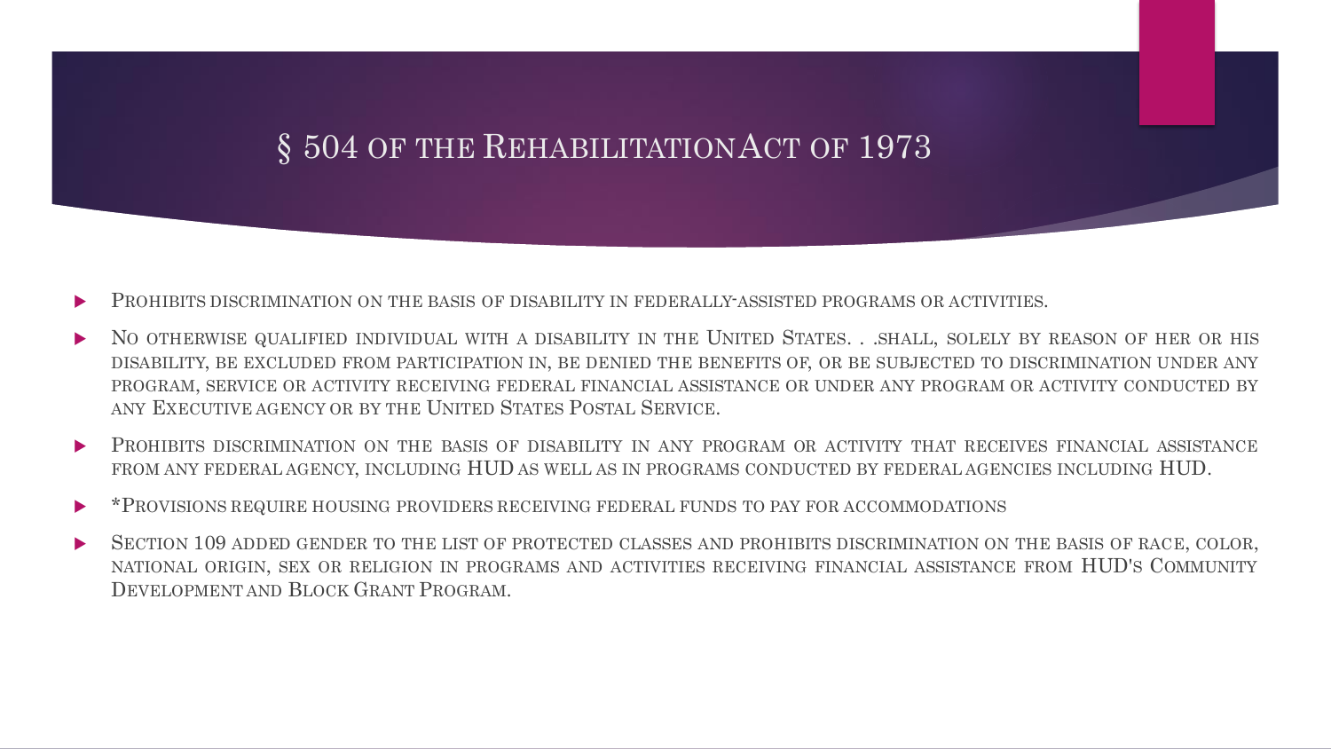# § 504 of the Rehabilitation Act of 1973

- Prohibits discrimination on the basis of disability in federally-assisted programs or activities.
- No otherwise qualified individual with a disability in the United States. . .shall, solely by reason of her or his disability, be excluded from participation in, be denied the benefits of, or be subjected to discrimination under any program, service or activity receiving federal financial assistance or under any program or activity conducted by any Executive agency or by the United States Postal Service.
- Prohibits discrimination on the basis of disability in any program or activity that receives financial assistance from any federal agency, including HUD as well as in programs conducted by federal agencies including HUD.
- *Provisions require housing providers receiving federal funds to pay for accommodations
- Section 109 added gender to the list of protected classes and prohibits discrimination on the basis of race, color, national origin, sex or religion in programs and activities receiving financial assistance from HUD's Community Development and Block Grant Program.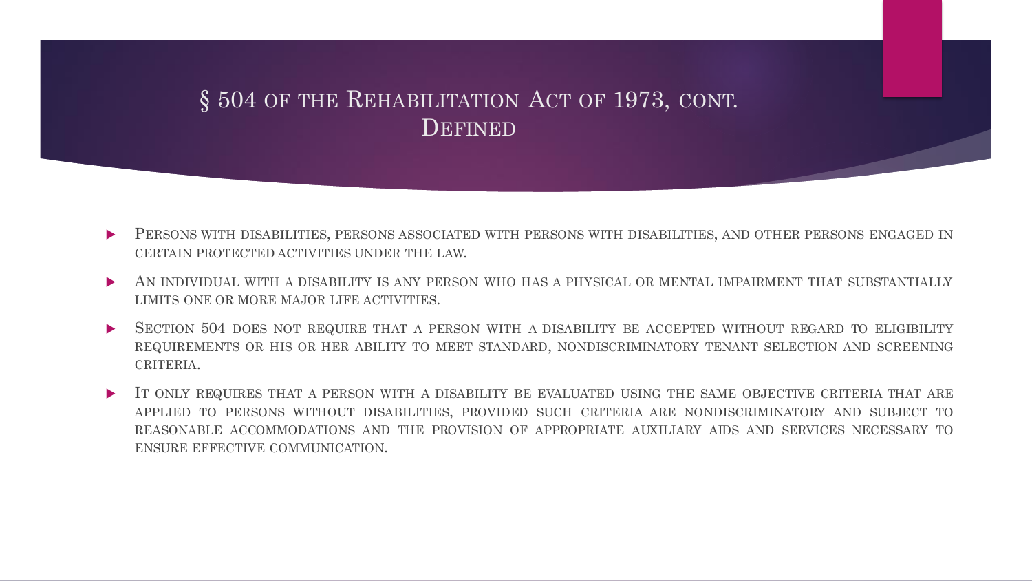# § 504 of the Rehabilitation Act of 1973, cont. Defined

- Persons with disabilities, persons associated with persons with disabilities, and other persons engaged in certain protected activities under the law.
- An individual with a disability is any person who has a physical or mental impairment that substantially limits one or more major life activities.
- Section 504 does not require that a person with a disability be accepted without regard to eligibility requirements or his or her ability to meet standard, nondiscriminatory tenant selection and screening criteria.
- It only requires that a person with a disability be evaluated using the same objective criteria that are applied to persons without disabilities, provided such criteria are nondiscriminatory and subject to reasonable accommodations and the provision of appropriate auxiliary aids and services necessary to ensure effective communication.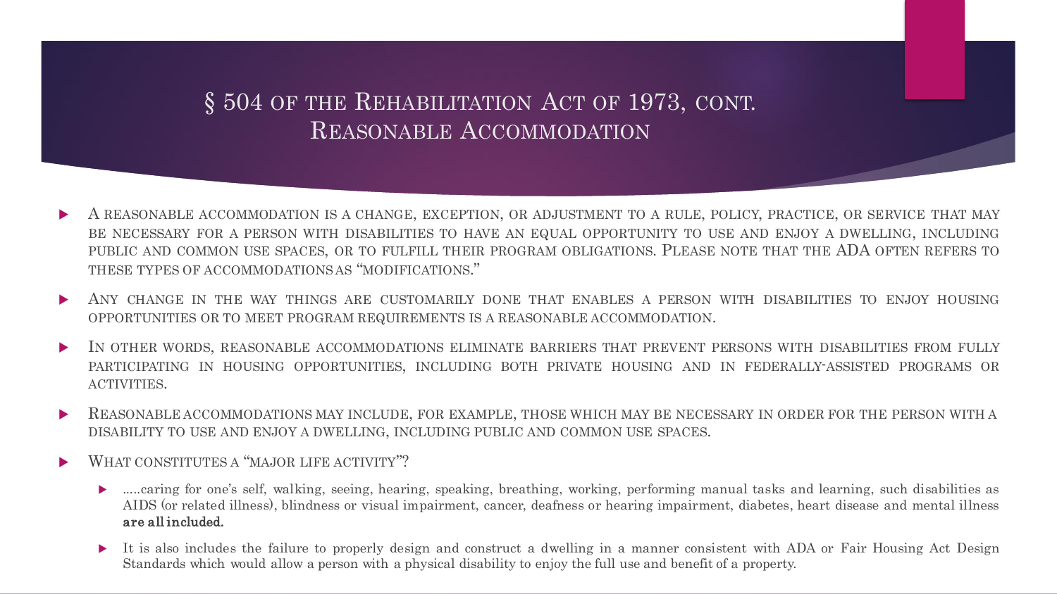# § 504 of the Rehabilitation Act of 1973, cont. Reasonable Accommodation

- A reasonable accommodation is a change, exception, or adjustment to a rule, policy, practice, or service that may be necessary for a person with disabilities to have an equal opportunity to use and enjoy a dwelling, including public and common use spaces, or to fulfill their program obligations. Please note that the ADA often refers to these types of accommodations as "modifications."
- Any change in the way things are customarily done that enables a person with disabilities to enjoy housing opportunities or to meet program requirements is a reasonable accommodation.
- In other words, reasonable accommodations eliminate barriers that prevent persons with disabilities from fully participating in housing opportunities, including both private housing and in federally-assisted programs or activities.
- Reasonable accommodations may include, for example, those which may be necessary in order for the person with a disability to use and enjoy a dwelling, including public and common use spaces.
- What constitutes a "major life activity"?
  - .....caring for one's self, walking, seeing, hearing, speaking, breathing, working, performing manual tasks and learning, such disabilities as AIDS (or related illness), blindness or visual impairment, cancer, deafness or hearing impairment, diabetes, heart disease and mental illness **are all included.**
  - It is also includes the failure to properly design and construct a dwelling in a manner consistent with ADA or Fair Housing Act Design Standards which would allow a person with a physical disability to enjoy the full use and benefit of a property.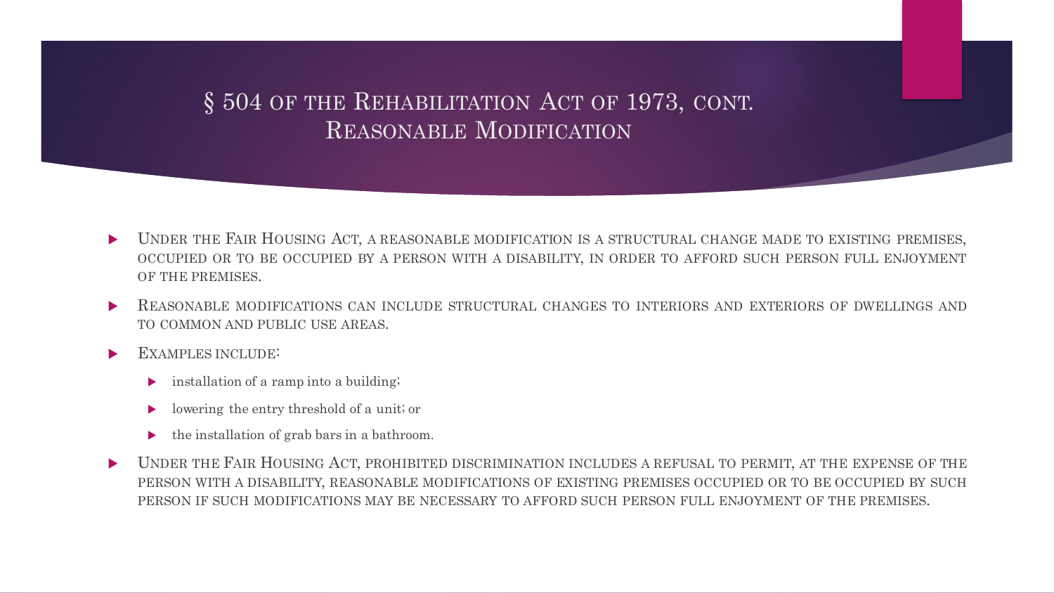# § 504 of the Rehabilitation Act of 1973, cont. Reasonable Modification

- Under the Fair Housing Act, a reasonable modification is a structural change made to existing premises, occupied or to be occupied by a person with a disability, in order to afford such person full enjoyment of the premises.
- Reasonable modifications can include structural changes to interiors and exteriors of dwellings and to common and public use areas.
- Examples include:
  - installation of a ramp into a building;
  - lowering the entry threshold of a unit; or
  - the installation of grab bars in a bathroom.
- Under the Fair Housing Act, prohibited discrimination includes a refusal to permit, at the expense of the person with a disability, reasonable modifications of existing premises occupied or to be occupied by such person if such modifications may be necessary to afford such person full enjoyment of the premises.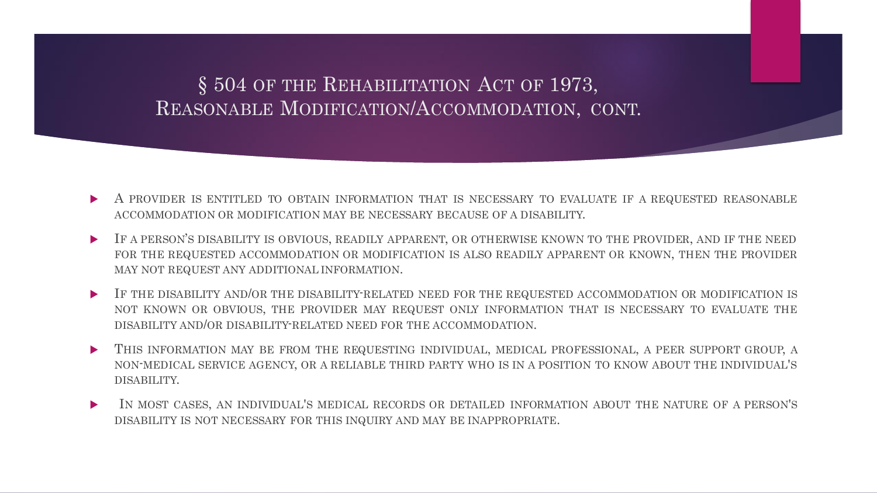# § 504 of the Rehabilitation Act of 1973, Reasonable Modification/Accommodation, cont.

- A provider is entitled to obtain information that is necessary to evaluate if a requested reasonable accommodation or modification may be necessary because of a disability.
- If a person's disability is obvious, readily apparent, or otherwise known to the provider, and if the need for the requested accommodation or modification is also readily apparent or known, then the provider may not request any additional information.
- If the disability and/or the disability-related need for the requested accommodation or modification is not known or obvious, the provider may request only information that is necessary to evaluate the disability and/or disability-related need for the accommodation.
- This information may be from the requesting individual, medical professional, a peer support group, a non-medical service agency, or a reliable third party who is in a position to know about the individual's disability.
- In most cases, an individual's medical records or detailed information about the nature of a person's disability is not necessary for this inquiry and may be inappropriate.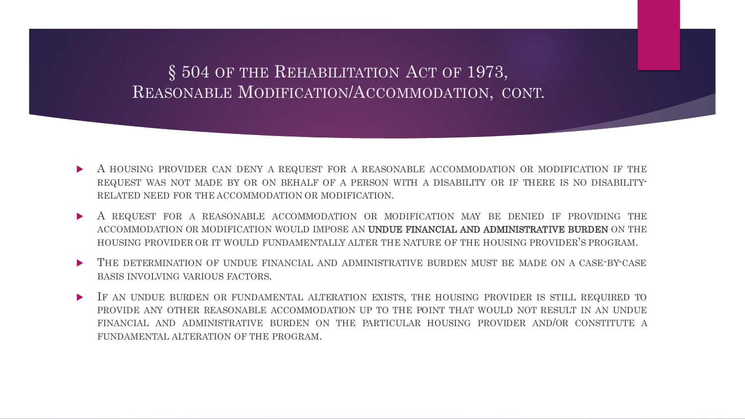# § 504 of the Rehabilitation Act of 1973, Reasonable Modification/Accommodation, cont.

- A housing provider can deny a request for a reasonable accommodation or modification if the request was not made by or on behalf of a person with a disability or if there is no disability-related need for the accommodation or modification.
- A request for a reasonable accommodation or modification may be denied if providing the accommodation or modification would impose an **undue financial and administrative burden** on the housing provider or it would fundamentally alter the nature of the housing provider's program.
- The determination of undue financial and administrative burden must be made on a case-by-case basis involving various factors.
- If an undue burden or fundamental alteration exists, the housing provider is still required to provide any other reasonable accommodation up to the point that would not result in an undue financial and administrative burden on the particular housing provider and/or constitute a fundamental alteration of the program.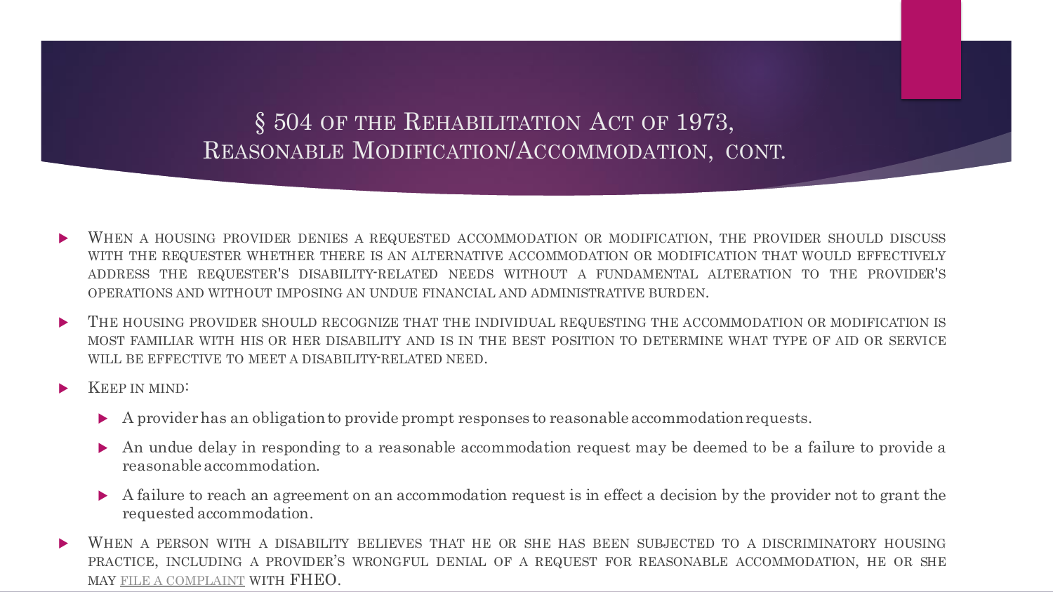# § 504 of the Rehabilitation Act of 1973, Reasonable Modification/Accommodation, cont.

- When a housing provider denies a requested accommodation or modification, the provider should discuss with the requester whether there is an alternative accommodation or modification that would effectively address the requester's disability-related needs without a fundamental alteration to the provider's operations and without imposing an undue financial and administrative burden.
- The housing provider should recognize that the individual requesting the accommodation or modification is most familiar with his or her disability and is in the best position to determine what type of aid or service will be effective to meet a disability-related need.
- Keep in mind:
  - A provider has an obligation to provide prompt responses to reasonable accommodation requests.
  - An undue delay in responding to a reasonable accommodation request may be deemed to be a failure to provide a reasonable accommodation.
  - A failure to reach an agreement on an accommodation request is in effect a decision by the provider not to grant the requested accommodation.
- When a person with a disability believes that he or she has been subjected to a discriminatory housing practice, including a provider's wrongful denial of a request for reasonable accommodation, he or she may file a complaint with FHEO.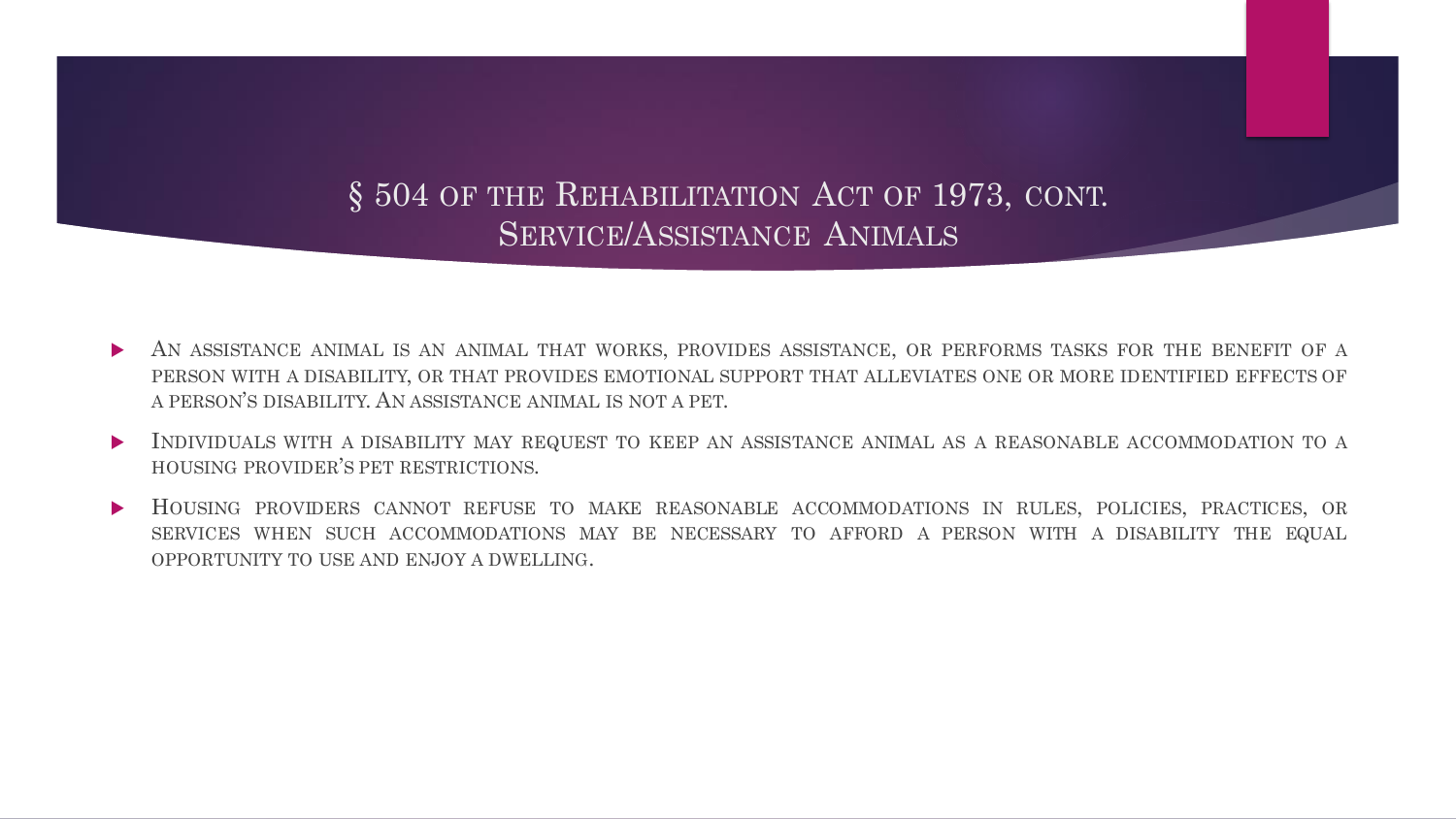# § 504 of the Rehabilitation Act of 1973, cont.
## Service/Assistance Animals

- An assistance animal is an animal that works, provides assistance, or performs tasks for the benefit of a person with a disability, or that provides emotional support that alleviates one or more identified effects of a person's disability. An assistance animal is not a pet.
- Individuals with a disability may request to keep an assistance animal as a reasonable accommodation to a housing provider's pet restrictions.
- Housing providers cannot refuse to make reasonable accommodations in rules, policies, practices, or services when such accommodations may be necessary to afford a person with a disability the equal opportunity to use and enjoy a dwelling.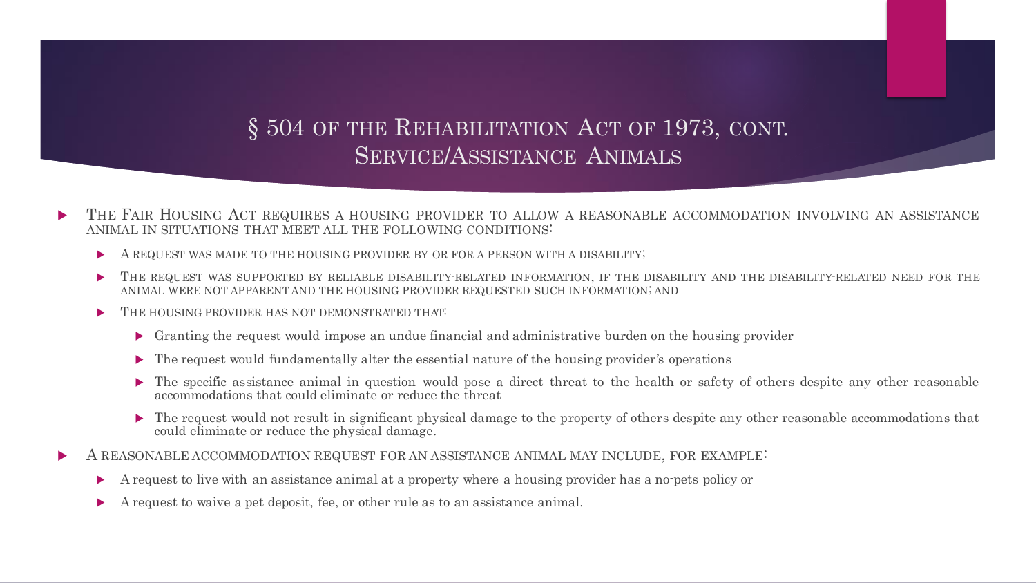# § 504 of the Rehabilitation Act of 1973, cont.
## Service/Assistance Animals

- The Fair Housing Act requires a housing provider to allow a reasonable accommodation involving an assistance animal in situations that meet all the following conditions:
  - A request was made to the housing provider by or for a person with a disability;
  - The request was supported by reliable disability-related information, if the disability and the disability-related need for the animal were not apparent and the housing provider requested such information; and
  - The housing provider has not demonstrated that:
    - Granting the request would impose an undue financial and administrative burden on the housing provider
    - The request would fundamentally alter the essential nature of the housing provider's operations
    - The specific assistance animal in question would pose a direct threat to the health or safety of others despite any other reasonable accommodations that could eliminate or reduce the threat
    - The request would not result in significant physical damage to the property of others despite any other reasonable accommodations that could eliminate or reduce the physical damage.
- A reasonable accommodation request for an assistance animal may include, for example:
  - A request to live with an assistance animal at a property where a housing provider has a no-pets policy or
  - A request to waive a pet deposit, fee, or other rule as to an assistance animal.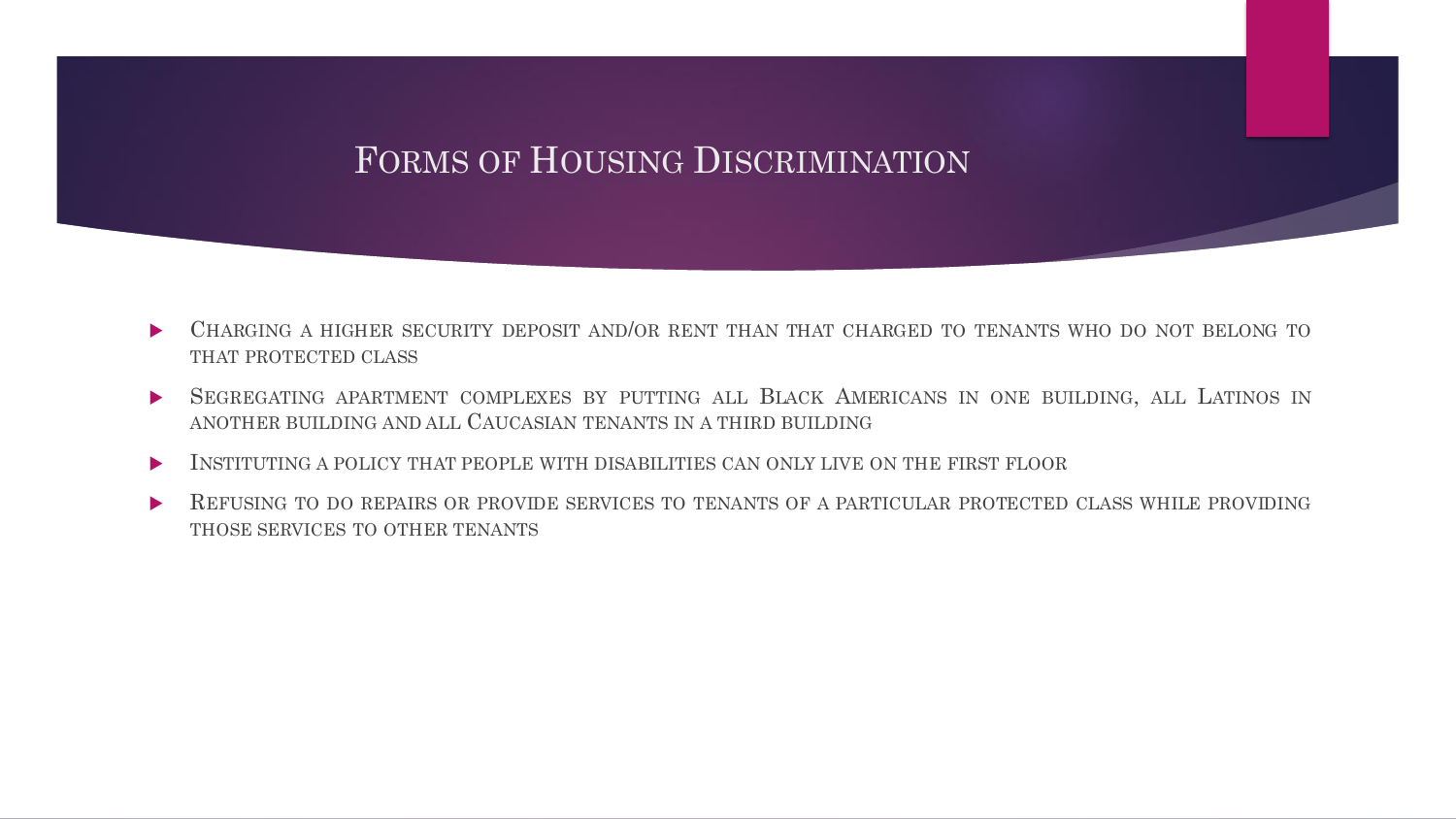# Forms of Housing Discrimination

- Charging a higher security deposit and/or rent than that charged to tenants who do not belong to that protected class
- Segregating apartment complexes by putting all Black Americans in one building, all Latinos in another building and all Caucasian tenants in a third building
- Instituting a policy that people with disabilities can only live on the first floor
- Refusing to do repairs or provide services to tenants of a particular protected class while providing those services to other tenants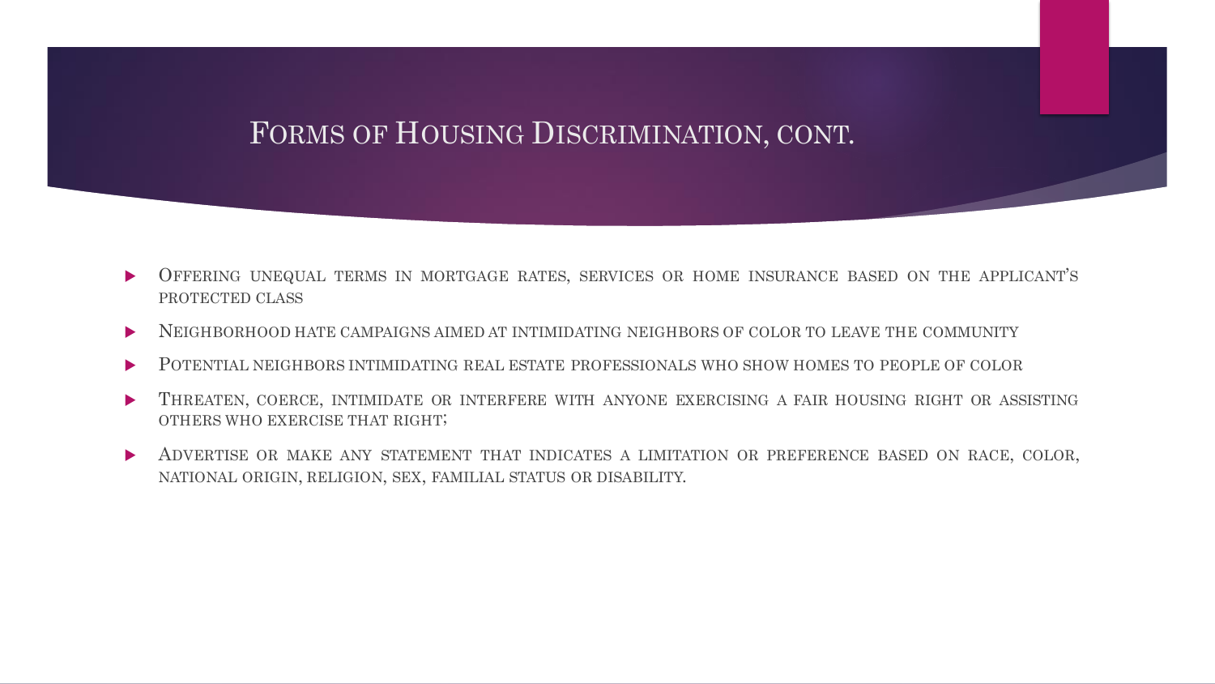# Forms of Housing Discrimination, cont.

- Offering unequal terms in mortgage rates, services or home insurance based on the applicant's protected class
- Neighborhood hate campaigns aimed at intimidating neighbors of color to leave the community
- Potential neighbors intimidating real estate professionals who show homes to people of color
- Threaten, coerce, intimidate or interfere with anyone exercising a fair housing right or assisting others who exercise that right;
- Advertise or make any statement that indicates a limitation or preference based on race, color, national origin, religion, sex, familial status or disability.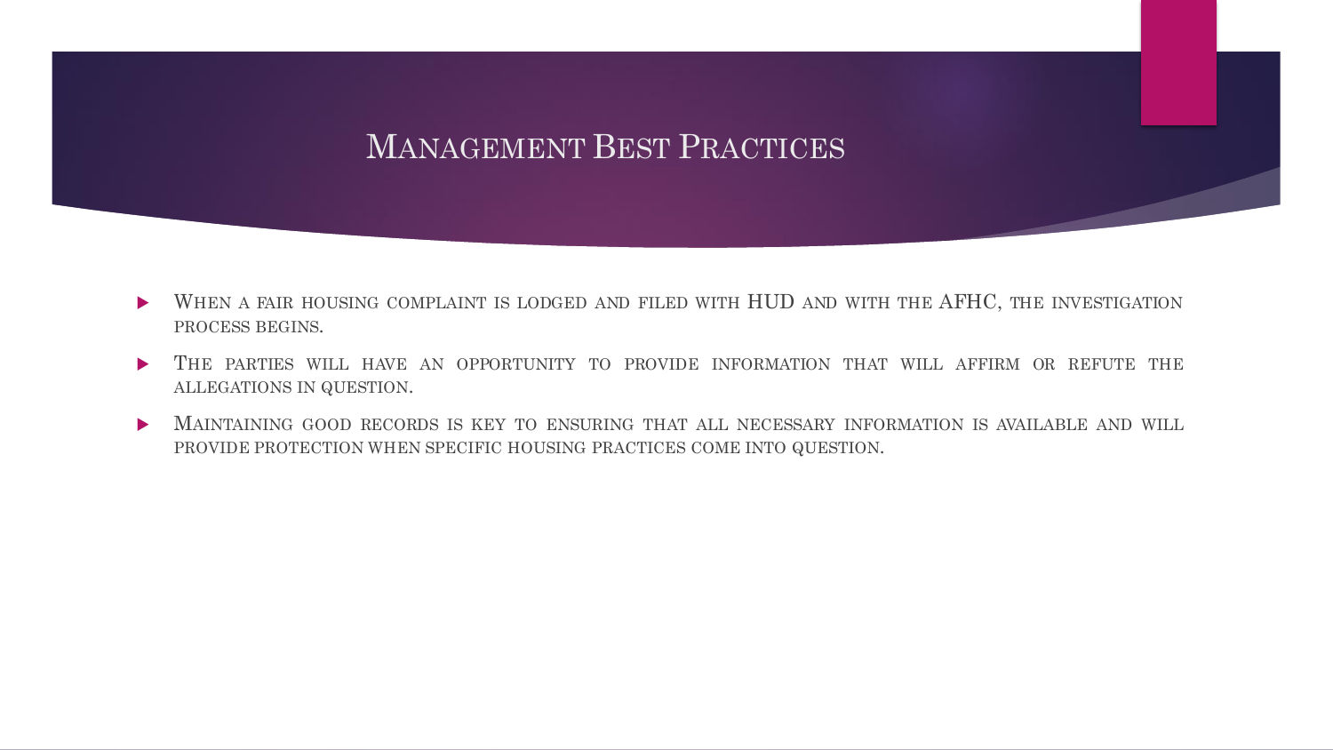# Management Best Practices

- When a fair housing complaint is lodged and filed with HUD and with the AFHC, the investigation process begins.
- The parties will have an opportunity to provide information that will affirm or refute the allegations in question.
- Maintaining good records is key to ensuring that all necessary information is available and will provide protection when specific housing practices come into question.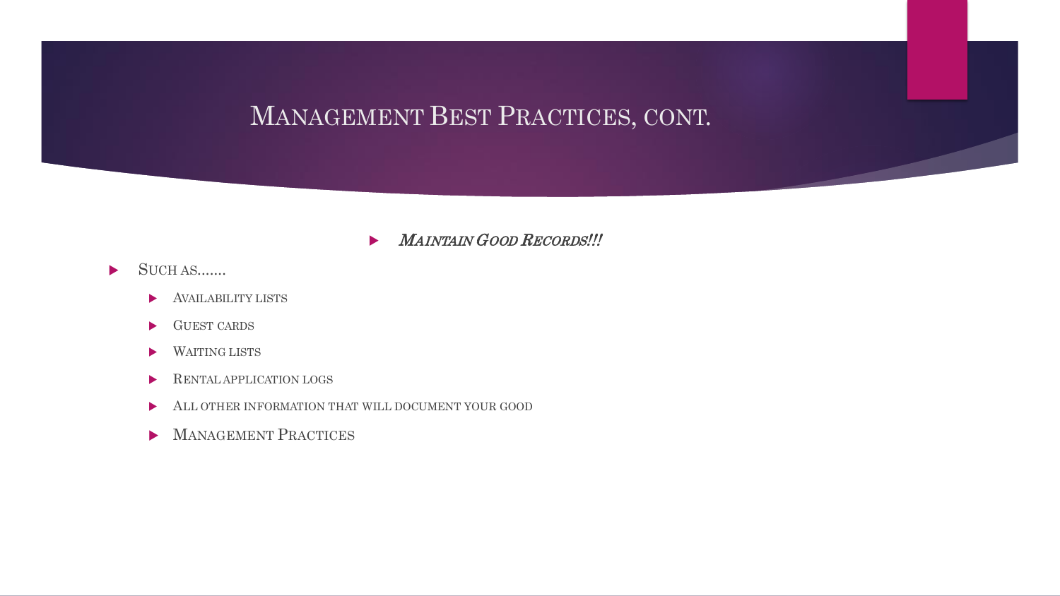# Management Best Practices, cont.

- ***Maintain Good Records!!!***

- Such as.......
  - Availability lists
  - Guest cards
  - Waiting lists
  - Rental application logs
  - All other information that will document your good
  - Management Practices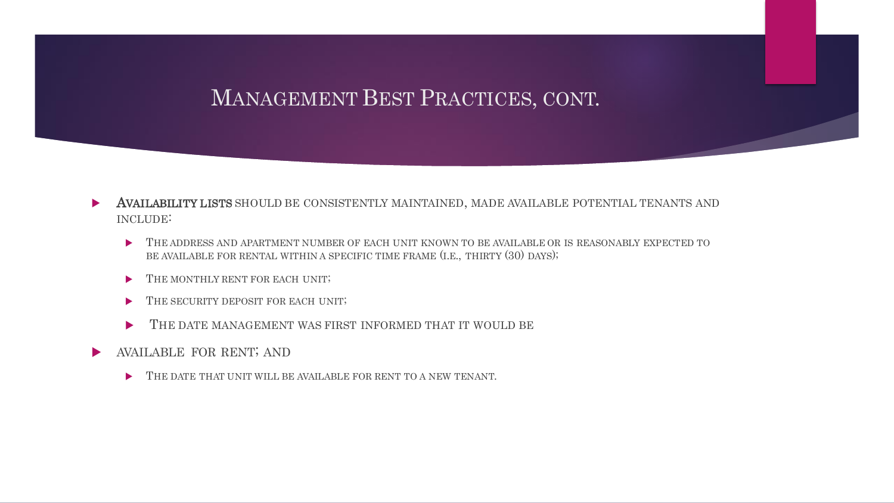# Management Best Practices, cont.

- **Availability lists** should be consistently maintained, made available potential tenants and include:
  - The address and apartment number of each unit known to be available or is reasonably expected to be available for rental within a specific time frame (i.e., thirty (30) days);
  - The monthly rent for each unit;
  - The security deposit for each unit;
  - The date management was first informed that it would be
- available for rent; and
  - The date that unit will be available for rent to a new tenant.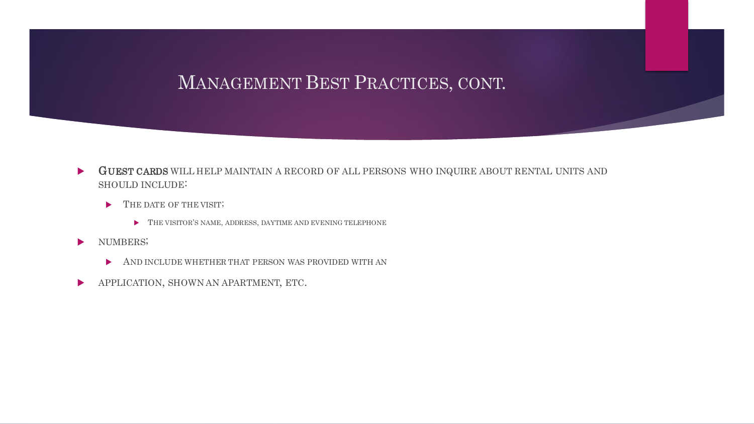# Management Best Practices, cont.

- **Guest cards** will help maintain a record of all persons who inquire about rental units and should include:
  - The date of the visit;
    - The visitor's name, address, daytime and evening telephone
- numbers;
  - And include whether that person was provided with an
- application, shown an apartment, etc.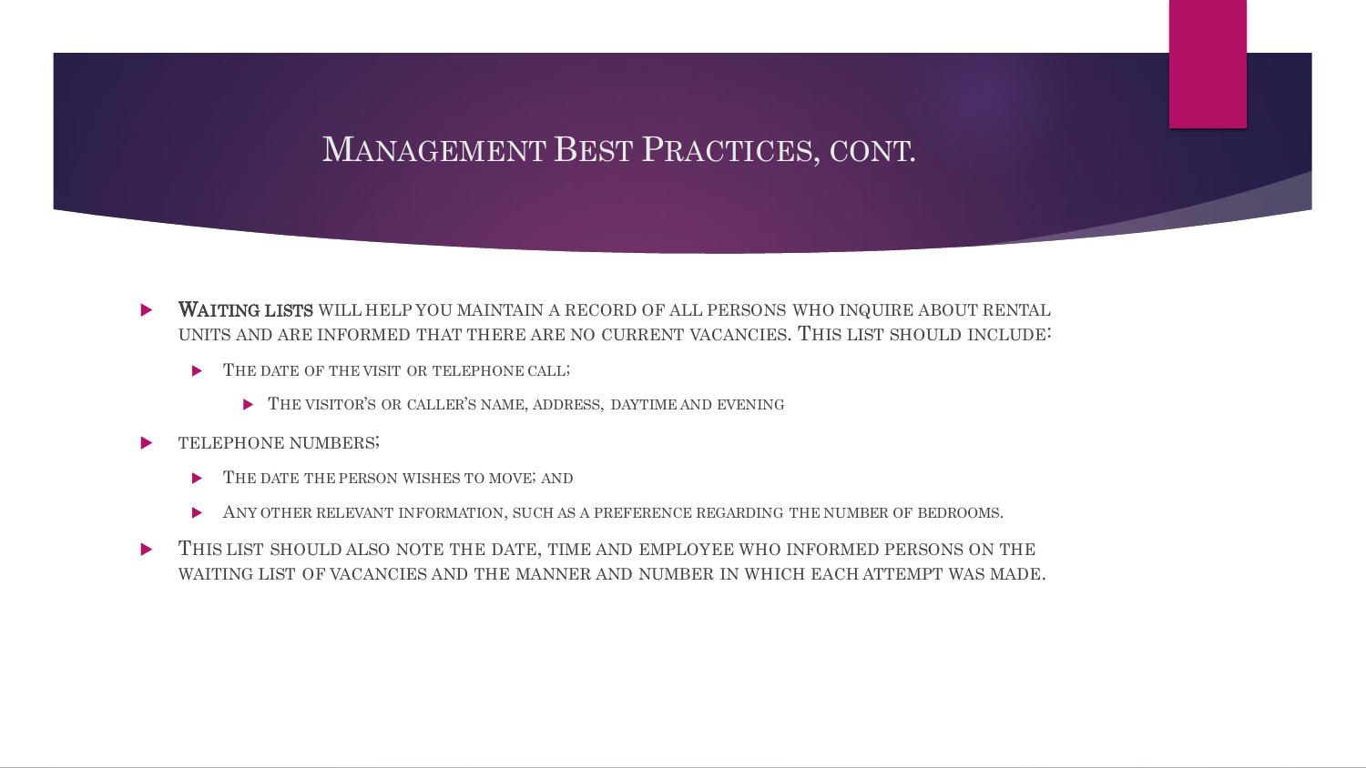# Management Best Practices, cont.

- **Waiting lists** will help you maintain a record of all persons who inquire about rental units and are informed that there are no current vacancies. This list should include:
  - The date of the visit or telephone call;
    - The visitor's or caller's name, address, daytime and evening
- telephone numbers;
  - The date the person wishes to move; and
  - Any other relevant information, such as a preference regarding the number of bedrooms.
- This list should also note the date, time and employee who informed persons on the waiting list of vacancies and the manner and number in which each attempt was made.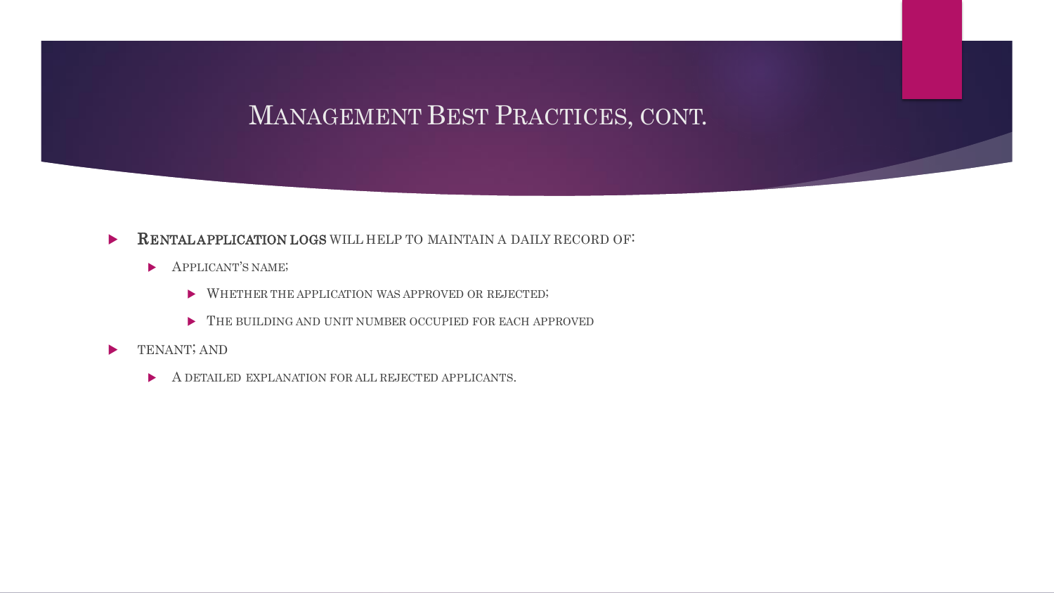## Management Best Practices, cont.

- **Rental application logs** will help to maintain a daily record of:
  - Applicant's name;
    - Whether the application was approved or rejected;
    - The building and unit number occupied for each approved
- tenant; and
  - A detailed explanation for all rejected applicants.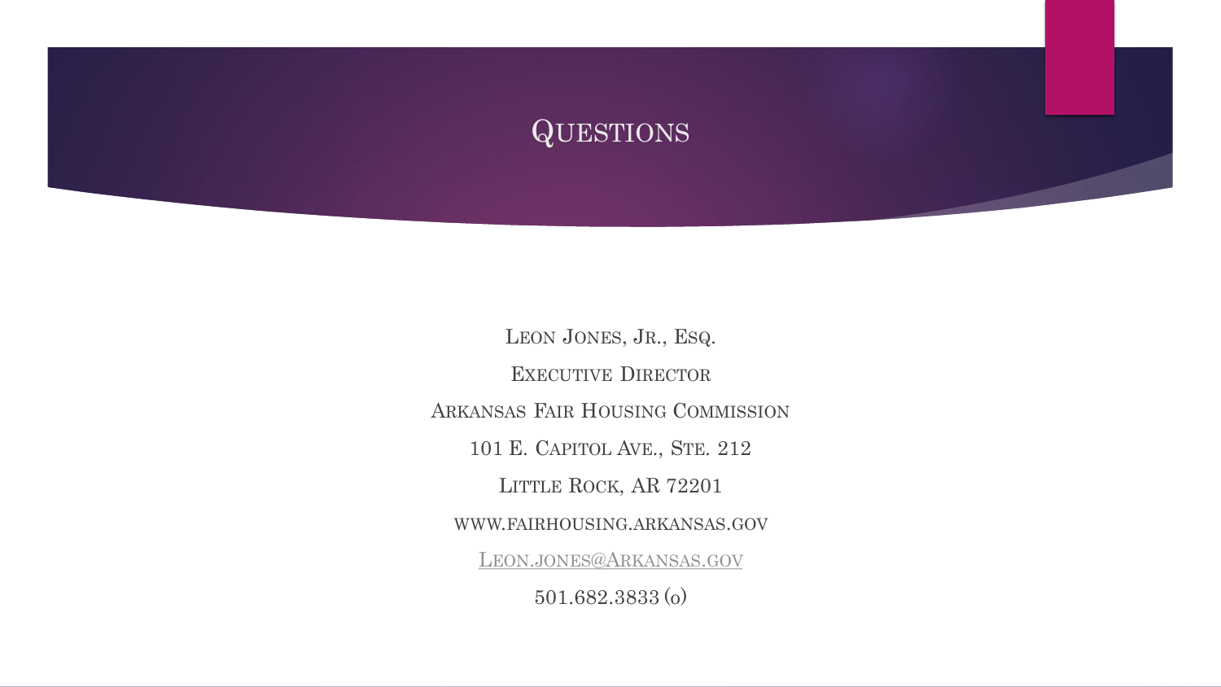# Questions

Leon Jones, Jr., Esq.

Executive Director

Arkansas Fair Housing Commission

101 E. Capitol Ave., Ste. 212

Little Rock, AR 72201

www.fairhousing.arkansas.gov

Leon.jones@Arkansas.gov

501.682.3833 (o)